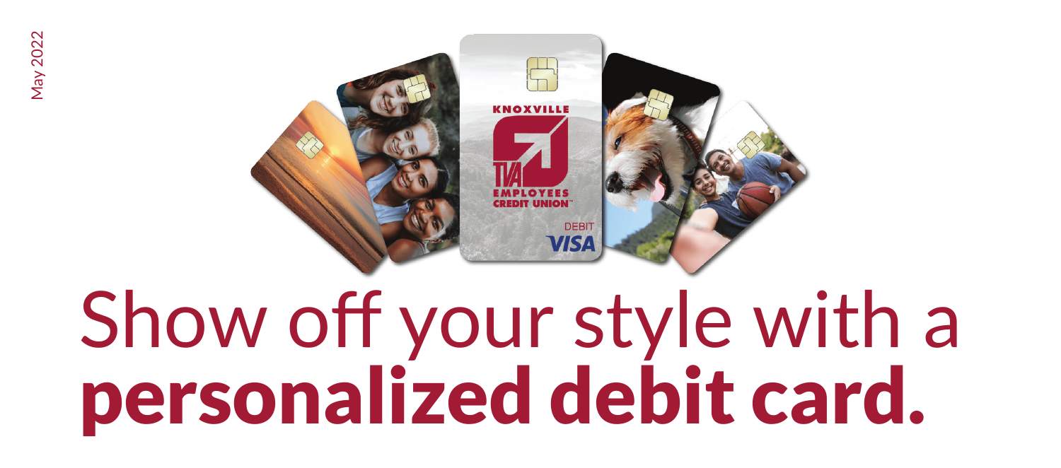May 2022

# Show off your style with a **personalized debit card.**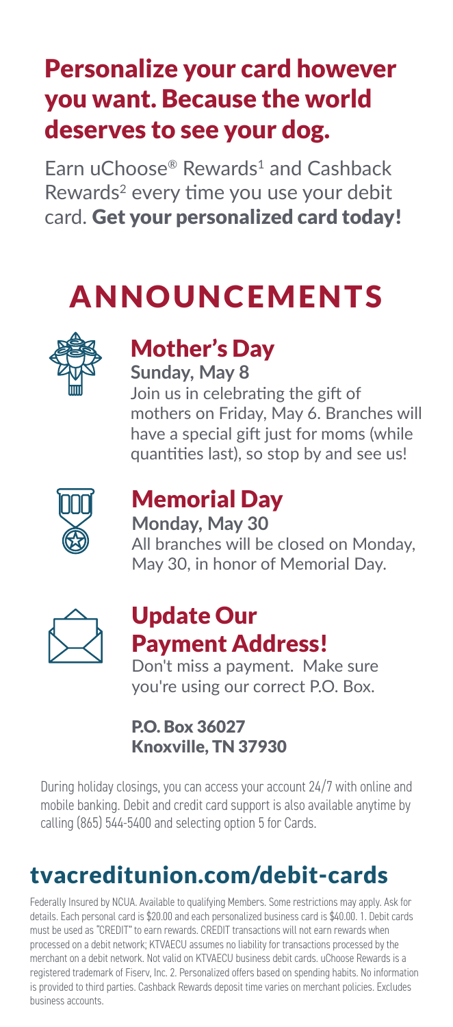## Personalize your card however you want. Because the world deserves to see your dog.

Earn uChoose® Rewards[1] and Cashback Rewards[2] every time you use your debit card. **Get your personalized card today!**

# ANNOUNCEMENTS

### Mother's Day

**Sunday, May 8**

Join us in celebrating the gift of mothers on Friday, May 6. Branches will have a special gift just for moms (while quantities last), so stop by and see us!

### Memorial Day

**Monday, May 30**

All branches will be closed on Monday, May 30, in honor of Memorial Day.

### Update Our Payment Address!

Don't miss a payment. Make sure you're using our correct P.O. Box.

**P.O. Box 36027**
**Knoxville, TN 37930**

During holiday closings, you can access your account 24/7 with online and mobile banking. Debit and credit card support is also available anytime by calling (865) 544-5400 and selecting option 5 for Cards.

## tvacreditunion.com/debit-cards

Federally Insured by NCUA. Available to qualifying Members. Some restrictions may apply. Ask for details. Each personal card is $20.00 and each personalized business card is $40.00. 1. Debit cards must be used as "CREDIT" to earn rewards. CREDIT transactions will not earn rewards when processed on a debit network. KTVAECU assumes no liability for transactions processed by the merchant on a debit network. Not valid on KTVAECU business debit cards. uChoose Rewards is a registered trademark of Fiserv, Inc. 2. Personalized offers based on spending habits. No information is provided to third parties. Cashback Rewards deposit time varies on merchant policies. Excludes business accounts.